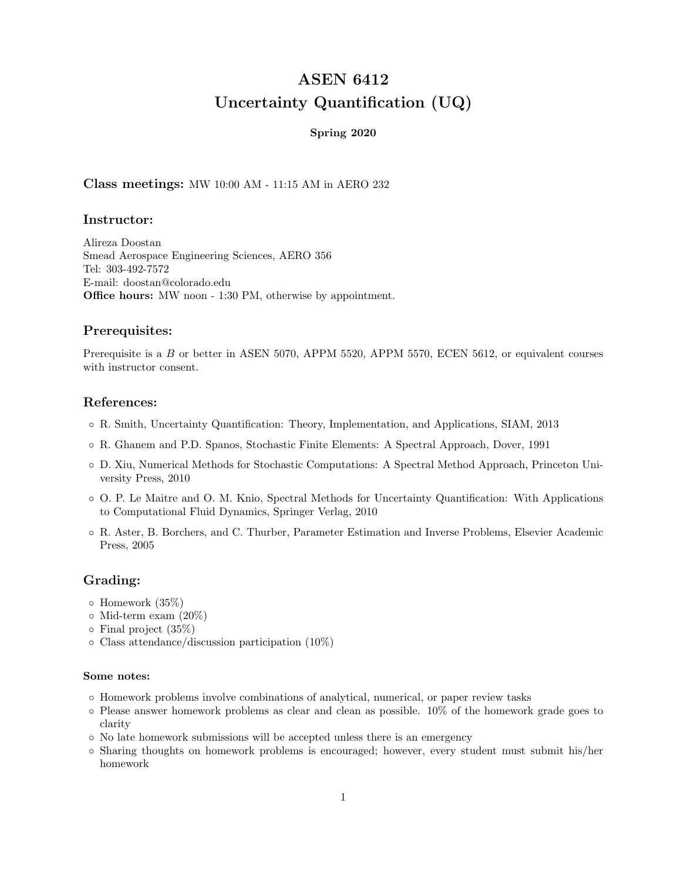# ASEN 6412
# Uncertainty Quantification (UQ)

**Spring 2020**

## Class meetings: MW 10:00 AM - 11:15 AM in AERO 232

## Instructor:

Alireza Doostan
Smead Aerospace Engineering Sciences, AERO 356
Tel: 303-492-7572
E-mail: doostan@colorado.edu
**Office hours:** MW noon - 1:30 PM, otherwise by appointment.

## Prerequisites:

Prerequisite is a *B* or better in ASEN 5070, APPM 5520, APPM 5570, ECEN 5612, or equivalent courses with instructor consent.

## References:

- R. Smith, Uncertainty Quantification: Theory, Implementation, and Applications, SIAM, 2013
- R. Ghanem and P.D. Spanos, Stochastic Finite Elements: A Spectral Approach, Dover, 1991
- D. Xiu, Numerical Methods for Stochastic Computations: A Spectral Method Approach, Princeton University Press, 2010
- O. P. Le Maitre and O. M. Knio, Spectral Methods for Uncertainty Quantification: With Applications to Computational Fluid Dynamics, Springer Verlag, 2010
- R. Aster, B. Borchers, and C. Thurber, Parameter Estimation and Inverse Problems, Elsevier Academic Press, 2005

## Grading:

- Homework (35%)
- Mid-term exam (20%)
- Final project (35%)
- Class attendance/discussion participation (10%)

#### Some notes:

- Homework problems involve combinations of analytical, numerical, or paper review tasks
- Please answer homework problems as clear and clean as possible. 10% of the homework grade goes to clarity
- No late homework submissions will be accepted unless there is an emergency
- Sharing thoughts on homework problems is encouraged; however, every student must submit his/her homework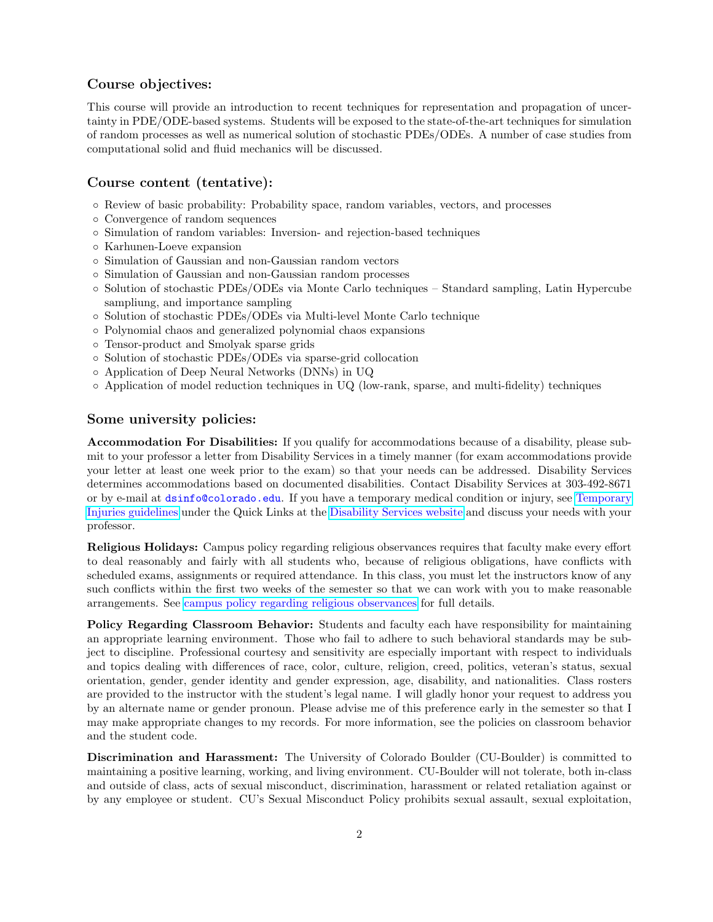## Course objectives:

This course will provide an introduction to recent techniques for representation and propagation of uncertainty in PDE/ODE-based systems. Students will be exposed to the state-of-the-art techniques for simulation of random processes as well as numerical solution of stochastic PDEs/ODEs. A number of case studies from computational solid and fluid mechanics will be discussed.

## Course content (tentative):

- Review of basic probability: Probability space, random variables, vectors, and processes
- Convergence of random sequences
- Simulation of random variables: Inversion- and rejection-based techniques
- Karhunen-Loeve expansion
- Simulation of Gaussian and non-Gaussian random vectors
- Simulation of Gaussian and non-Gaussian random processes
- Solution of stochastic PDEs/ODEs via Monte Carlo techniques – Standard sampling, Latin Hypercube sampliung, and importance sampling
- Solution of stochastic PDEs/ODEs via Multi-level Monte Carlo technique
- Polynomial chaos and generalized polynomial chaos expansions
- Tensor-product and Smolyak sparse grids
- Solution of stochastic PDEs/ODEs via sparse-grid collocation
- Application of Deep Neural Networks (DNNs) in UQ
- Application of model reduction techniques in UQ (low-rank, sparse, and multi-fidelity) techniques

## Some university policies:

**Accommodation For Disabilities:** If you qualify for accommodations because of a disability, please submit to your professor a letter from Disability Services in a timely manner (for exam accommodations provide your letter at least one week prior to the exam) so that your needs can be addressed. Disability Services determines accommodations based on documented disabilities. Contact Disability Services at 303-492-8671 or by e-mail at dsinfo@colorado.edu. If you have a temporary medical condition or injury, see Temporary Injuries guidelines under the Quick Links at the Disability Services website and discuss your needs with your professor.

**Religious Holidays:** Campus policy regarding religious observances requires that faculty make every effort to deal reasonably and fairly with all students who, because of religious obligations, have conflicts with scheduled exams, assignments or required attendance. In this class, you must let the instructors know of any such conflicts within the first two weeks of the semester so that we can work with you to make reasonable arrangements. See campus policy regarding religious observances for full details.

**Policy Regarding Classroom Behavior:** Students and faculty each have responsibility for maintaining an appropriate learning environment. Those who fail to adhere to such behavioral standards may be subject to discipline. Professional courtesy and sensitivity are especially important with respect to individuals and topics dealing with differences of race, color, culture, religion, creed, politics, veteran's status, sexual orientation, gender, gender identity and gender expression, age, disability, and nationalities. Class rosters are provided to the instructor with the student's legal name. I will gladly honor your request to address you by an alternate name or gender pronoun. Please advise me of this preference early in the semester so that I may make appropriate changes to my records. For more information, see the policies on classroom behavior and the student code.

**Discrimination and Harassment:** The University of Colorado Boulder (CU-Boulder) is committed to maintaining a positive learning, working, and living environment. CU-Boulder will not tolerate, both in-class and outside of class, acts of sexual misconduct, discrimination, harassment or related retaliation against or by any employee or student. CU's Sexual Misconduct Policy prohibits sexual assault, sexual exploitation,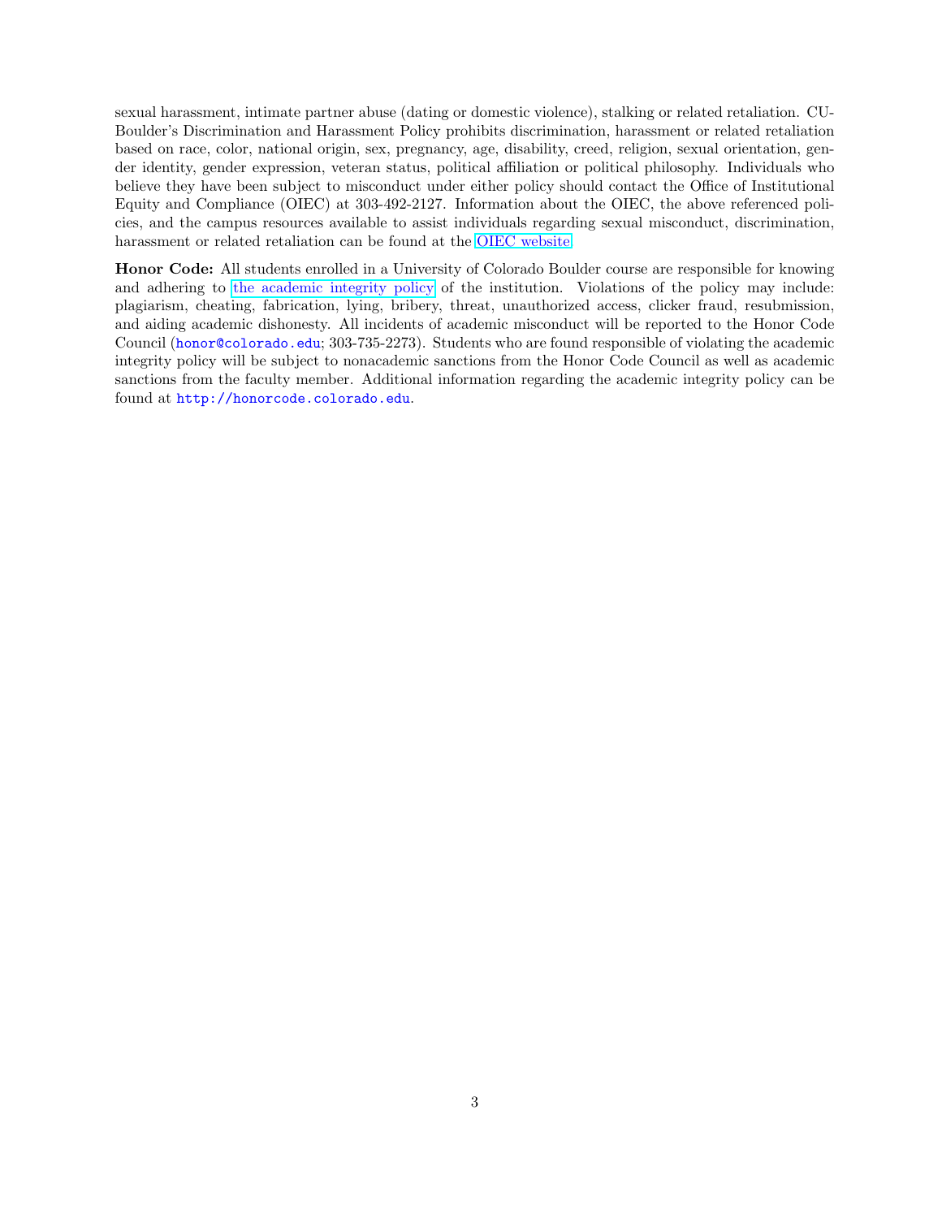sexual harassment, intimate partner abuse (dating or domestic violence), stalking or related retaliation. CU-Boulder's Discrimination and Harassment Policy prohibits discrimination, harassment or related retaliation based on race, color, national origin, sex, pregnancy, age, disability, creed, religion, sexual orientation, gender identity, gender expression, veteran status, political affiliation or political philosophy. Individuals who believe they have been subject to misconduct under either policy should contact the Office of Institutional Equity and Compliance (OIEC) at 303-492-2127. Information about the OIEC, the above referenced policies, and the campus resources available to assist individuals regarding sexual misconduct, discrimination, harassment or related retaliation can be found at the OIEC website.

**Honor Code:** All students enrolled in a University of Colorado Boulder course are responsible for knowing and adhering to the academic integrity policy of the institution. Violations of the policy may include: plagiarism, cheating, fabrication, lying, bribery, threat, unauthorized access, clicker fraud, resubmission, and aiding academic dishonesty. All incidents of academic misconduct will be reported to the Honor Code Council (`honor@colorado.edu`; 303-735-2273). Students who are found responsible of violating the academic integrity policy will be subject to nonacademic sanctions from the Honor Code Council as well as academic sanctions from the faculty member. Additional information regarding the academic integrity policy can be found at `http://honorcode.colorado.edu`.